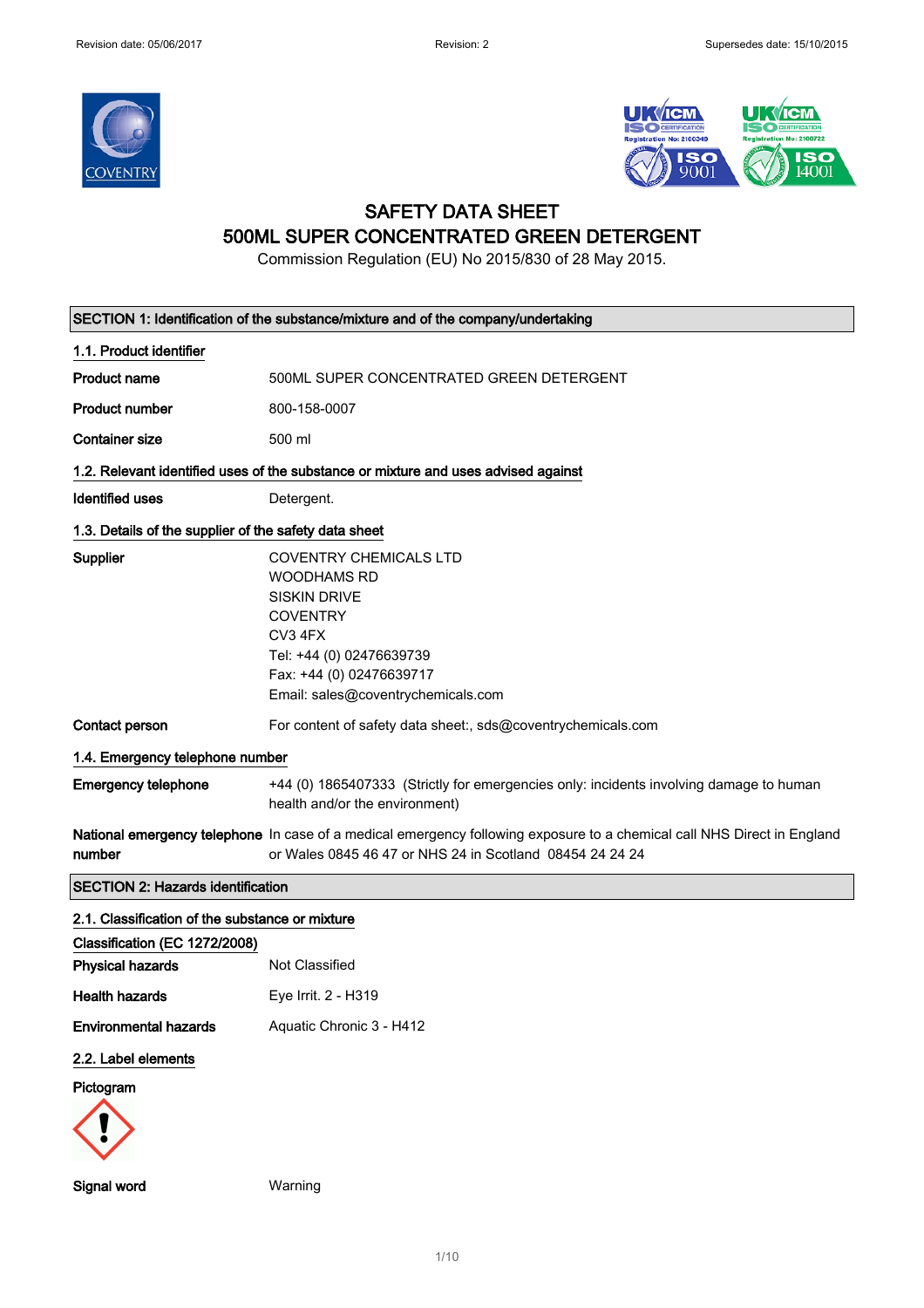# SAFETY DATA SHEET

## 500ML SUPER CONCENTRATED GREEN DETERGENT

Commission Regulation (EU) No 2015/830 of 28 May 2015.

## SECTION 1: Identification of the substance/mixture and of the company/undertaking

### 1.1. Product identifier

**Product name** 500ML SUPER CONCENTRATED GREEN DETERGENT

**Product number** 800-158-0007

**Container size** 500 ml

### 1.2. Relevant identified uses of the substance or mixture and uses advised against

**Identified uses** Detergent.

### 1.3. Details of the supplier of the safety data sheet

**Supplier**
COVENTRY CHEMICALS LTD
WOODHAMS RD
SISKIN DRIVE
COVENTRY
CV3 4FX
Tel: +44 (0) 02476639739
Fax: +44 (0) 02476639717
Email: sales@coventrychemicals.com

**Contact person** For content of safety data sheet:, sds@coventrychemicals.com

### 1.4. Emergency telephone number

**Emergency telephone** +44 (0) 1865407333 (Strictly for emergencies only: incidents involving damage to human health and/or the environment)

**National emergency telephone number** In case of a medical emergency following exposure to a chemical call NHS Direct in England or Wales 0845 46 47 or NHS 24 in Scotland 08454 24 24 24

## SECTION 2: Hazards identification

### 2.1. Classification of the substance or mixture

**Classification (EC 1272/2008)**

**Physical hazards** Not Classified

**Health hazards** Eye Irrit. 2 - H319

**Environmental hazards** Aquatic Chronic 3 - H412

### 2.2. Label elements

**Pictogram**

**Signal word** Warning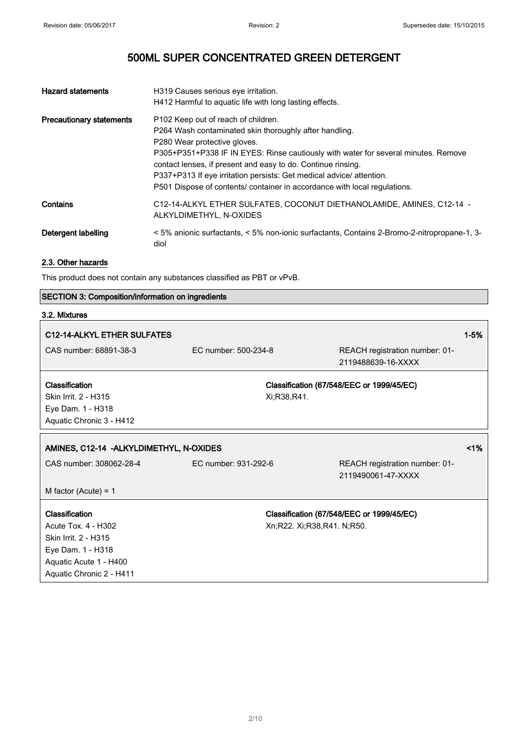# 500ML SUPER CONCENTRATED GREEN DETERGENT

| | |
|---|---|
| **Hazard statements** | H319 Causes serious eye irritation.<br>H412 Harmful to aquatic life with long lasting effects. |
| **Precautionary statements** | P102 Keep out of reach of children.<br>P264 Wash contaminated skin thoroughly after handling.<br>P280 Wear protective gloves.<br>P305+P351+P338 IF IN EYES: Rinse cautiously with water for several minutes. Remove contact lenses, if present and easy to do. Continue rinsing.<br>P337+P313 If eye irritation persists: Get medical advice/ attention.<br>P501 Dispose of contents/ container in accordance with local regulations. |
| **Contains** | C12-14-ALKYL ETHER SULFATES, COCONUT DIETHANOLAMIDE, AMINES, C12-14 -ALKYLDIMETHYL, N-OXIDES |
| **Detergent labelling** | < 5% anionic surfactants, < 5% non-ionic surfactants, Contains 2-Bromo-2-nitropropane-1, 3-diol |

### 2.3. Other hazards

This product does not contain any substances classified as PBT or vPvB.

## SECTION 3: Composition/information on ingredients

### 3.2. Mixtures

**C12-14-ALKYL ETHER SULFATES** — 1-5%

CAS number: 68891-38-3 | EC number: 500-234-8 | REACH registration number: 01-2119488639-16-XXXX

**Classification**
Skin Irrit. 2 - H315
Eye Dam. 1 - H318
Aquatic Chronic 3 - H412

**Classification (67/548/EEC or 1999/45/EC)**
Xi;R38,R41.

**AMINES, C12-14 -ALKYLDIMETHYL, N-OXIDES** — <1%

CAS number: 308062-28-4 | EC number: 931-292-6 | REACH registration number: 01-2119490061-47-XXXX

M factor (Acute) = 1

**Classification**
Acute Tox. 4 - H302
Skin Irrit. 2 - H315
Eye Dam. 1 - H318
Aquatic Acute 1 - H400
Aquatic Chronic 2 - H411

**Classification (67/548/EEC or 1999/45/EC)**
Xn;R22. Xi;R38,R41. N;R50.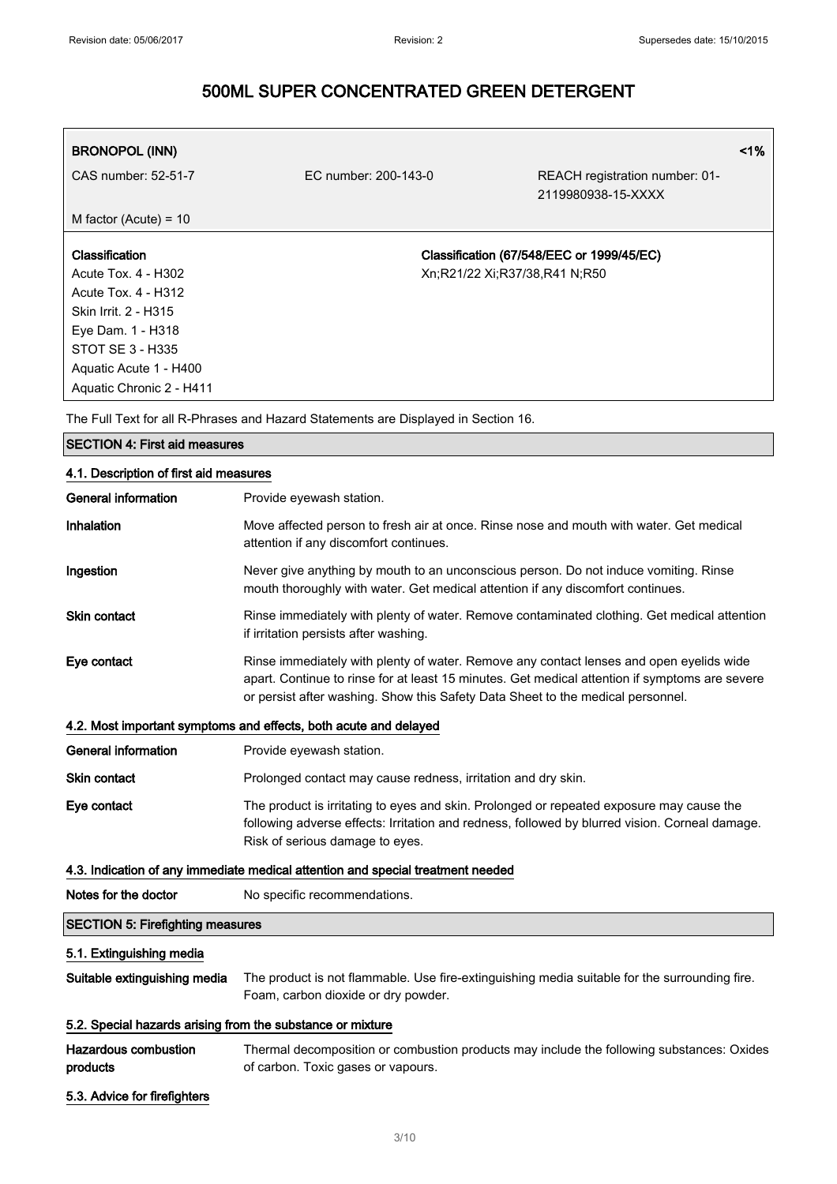# 500ML SUPER CONCENTRATED GREEN DETERGENT

| BRONOPOL (INN) | | <1% |
|---|---|---|
| CAS number: 52-51-7 | EC number: 200-143-0 | REACH registration number: 01-2119980938-15-XXXX |
| M factor (Acute) = 10 | | |
| **Classification**<br>Acute Tox. 4 - H302<br>Acute Tox. 4 - H312<br>Skin Irrit. 2 - H315<br>Eye Dam. 1 - H318<br>STOT SE 3 - H335<br>Aquatic Acute 1 - H400<br>Aquatic Chronic 2 - H411 | | **Classification (67/548/EEC or 1999/45/EC)**<br>Xn;R21/22 Xi;R37/38,R41 N;R50 |

The Full Text for all R-Phrases and Hazard Statements are Displayed in Section 16.

## SECTION 4: First aid measures

### 4.1. Description of first aid measures

**General information** Provide eyewash station.

**Inhalation** Move affected person to fresh air at once. Rinse nose and mouth with water. Get medical attention if any discomfort continues.

**Ingestion** Never give anything by mouth to an unconscious person. Do not induce vomiting. Rinse mouth thoroughly with water. Get medical attention if any discomfort continues.

**Skin contact** Rinse immediately with plenty of water. Remove contaminated clothing. Get medical attention if irritation persists after washing.

**Eye contact** Rinse immediately with plenty of water. Remove any contact lenses and open eyelids wide apart. Continue to rinse for at least 15 minutes. Get medical attention if symptoms are severe or persist after washing. Show this Safety Data Sheet to the medical personnel.

### 4.2. Most important symptoms and effects, both acute and delayed

**General information** Provide eyewash station.

**Skin contact** Prolonged contact may cause redness, irritation and dry skin.

**Eye contact** The product is irritating to eyes and skin. Prolonged or repeated exposure may cause the following adverse effects: Irritation and redness, followed by blurred vision. Corneal damage. Risk of serious damage to eyes.

### 4.3. Indication of any immediate medical attention and special treatment needed

**Notes for the doctor** No specific recommendations.

## SECTION 5: Firefighting measures

### 5.1. Extinguishing media

**Suitable extinguishing media** The product is not flammable. Use fire-extinguishing media suitable for the surrounding fire. Foam, carbon dioxide or dry powder.

### 5.2. Special hazards arising from the substance or mixture

**Hazardous combustion products** Thermal decomposition or combustion products may include the following substances: Oxides of carbon. Toxic gases or vapours.

### 5.3. Advice for firefighters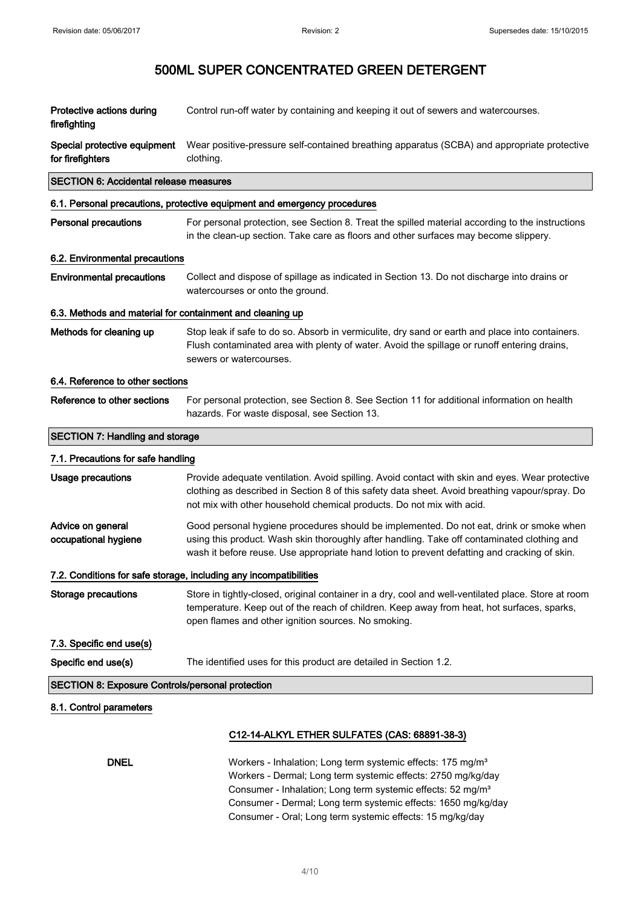| | |
|---|---|
| **Protective actions during firefighting** | Control run-off water by containing and keeping it out of sewers and watercourses. |
| **Special protective equipment for firefighters** | Wear positive-pressure self-contained breathing apparatus (SCBA) and appropriate protective clothing. |

## SECTION 6: Accidental release measures

### 6.1. Personal precautions, protective equipment and emergency procedures

| | |
|---|---|
| **Personal precautions** | For personal protection, see Section 8. Treat the spilled material according to the instructions in the clean-up section. Take care as floors and other surfaces may become slippery. |

### 6.2. Environmental precautions

| | |
|---|---|
| **Environmental precautions** | Collect and dispose of spillage as indicated in Section 13. Do not discharge into drains or watercourses or onto the ground. |

### 6.3. Methods and material for containment and cleaning up

| | |
|---|---|
| **Methods for cleaning up** | Stop leak if safe to do so. Absorb in vermiculite, dry sand or earth and place into containers. Flush contaminated area with plenty of water. Avoid the spillage or runoff entering drains, sewers or watercourses. |

### 6.4. Reference to other sections

| | |
|---|---|
| **Reference to other sections** | For personal protection, see Section 8. See Section 11 for additional information on health hazards. For waste disposal, see Section 13. |

## SECTION 7: Handling and storage

### 7.1. Precautions for safe handling

| | |
|---|---|
| **Usage precautions** | Provide adequate ventilation. Avoid spilling. Avoid contact with skin and eyes. Wear protective clothing as described in Section 8 of this safety data sheet. Avoid breathing vapour/spray. Do not mix with other household chemical products. Do not mix with acid. |
| **Advice on general occupational hygiene** | Good personal hygiene procedures should be implemented. Do not eat, drink or smoke when using this product. Wash skin thoroughly after handling. Take off contaminated clothing and wash it before reuse. Use appropriate hand lotion to prevent defatting and cracking of skin. |

### 7.2. Conditions for safe storage, including any incompatibilities

| | |
|---|---|
| **Storage precautions** | Store in tightly-closed, original container in a dry, cool and well-ventilated place. Store at room temperature. Keep out of the reach of children. Keep away from heat, hot surfaces, sparks, open flames and other ignition sources. No smoking. |

### 7.3. Specific end use(s)

| | |
|---|---|
| **Specific end use(s)** | The identified uses for this product are detailed in Section 1.2. |

## SECTION 8: Exposure Controls/personal protection

### 8.1. Control parameters

**C12-14-ALKYL ETHER SULFATES (CAS: 68891-38-3)**

**DNEL**

Workers - Inhalation; Long term systemic effects: 175 mg/m³
Workers - Dermal; Long term systemic effects: 2750 mg/kg/day
Consumer - Inhalation; Long term systemic effects: 52 mg/m³
Consumer - Dermal; Long term systemic effects: 1650 mg/kg/day
Consumer - Oral; Long term systemic effects: 15 mg/kg/day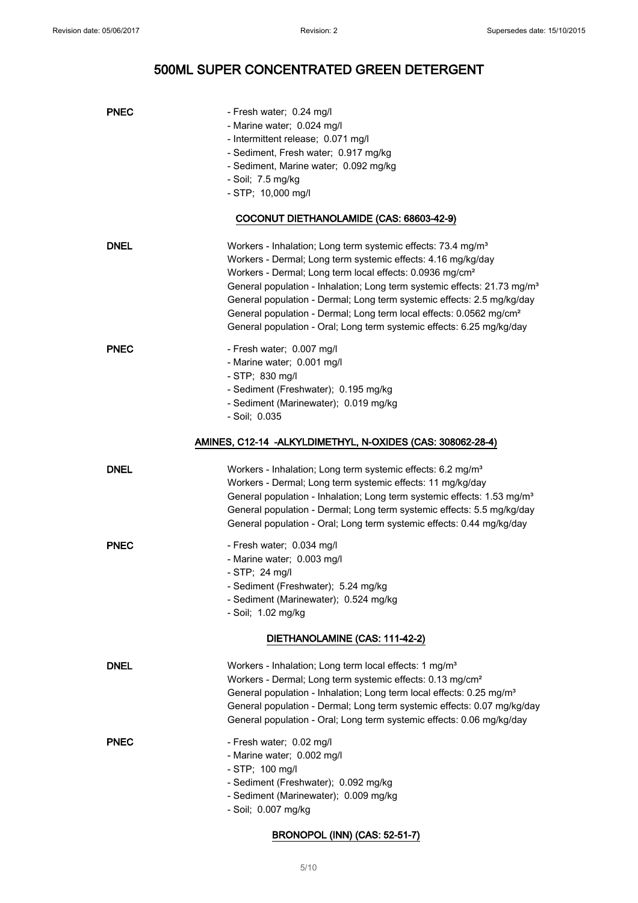# 500ML SUPER CONCENTRATED GREEN DETERGENT

**PNEC**
- Fresh water; 0.24 mg/l
- Marine water; 0.024 mg/l
- Intermittent release; 0.071 mg/l
- Sediment, Fresh water; 0.917 mg/kg
- Sediment, Marine water; 0.092 mg/kg
- Soil; 7.5 mg/kg
- STP; 10,000 mg/l

## COCONUT DIETHANOLAMIDE (CAS: 68603-42-9)

**DNEL**

Workers - Inhalation; Long term systemic effects: 73.4 mg/m³
Workers - Dermal; Long term systemic effects: 4.16 mg/kg/day
Workers - Dermal; Long term local effects: 0.0936 mg/cm²
General population - Inhalation; Long term systemic effects: 21.73 mg/m³
General population - Dermal; Long term systemic effects: 2.5 mg/kg/day
General population - Dermal; Long term local effects: 0.0562 mg/cm²
General population - Oral; Long term systemic effects: 6.25 mg/kg/day

**PNEC**
- Fresh water; 0.007 mg/l
- Marine water; 0.001 mg/l
- STP; 830 mg/l
- Sediment (Freshwater); 0.195 mg/kg
- Sediment (Marinewater); 0.019 mg/kg
- Soil; 0.035

## AMINES, C12-14 -ALKYLDIMETHYL, N-OXIDES (CAS: 308062-28-4)

**DNEL**

Workers - Inhalation; Long term systemic effects: 6.2 mg/m³
Workers - Dermal; Long term systemic effects: 11 mg/kg/day
General population - Inhalation; Long term systemic effects: 1.53 mg/m³
General population - Dermal; Long term systemic effects: 5.5 mg/kg/day
General population - Oral; Long term systemic effects: 0.44 mg/kg/day

**PNEC**
- Fresh water; 0.034 mg/l
- Marine water; 0.003 mg/l
- STP; 24 mg/l
- Sediment (Freshwater); 5.24 mg/kg
- Sediment (Marinewater); 0.524 mg/kg
- Soil; 1.02 mg/kg

## DIETHANOLAMINE (CAS: 111-42-2)

**DNEL**

Workers - Inhalation; Long term local effects: 1 mg/m³
Workers - Dermal; Long term systemic effects: 0.13 mg/cm²
General population - Inhalation; Long term local effects: 0.25 mg/m³
General population - Dermal; Long term systemic effects: 0.07 mg/kg/day
General population - Oral; Long term systemic effects: 0.06 mg/kg/day

**PNEC**
- Fresh water; 0.02 mg/l
- Marine water; 0.002 mg/l
- STP; 100 mg/l
- Sediment (Freshwater); 0.092 mg/kg
- Sediment (Marinewater); 0.009 mg/kg
- Soil; 0.007 mg/kg

## BRONOPOL (INN) (CAS: 52-51-7)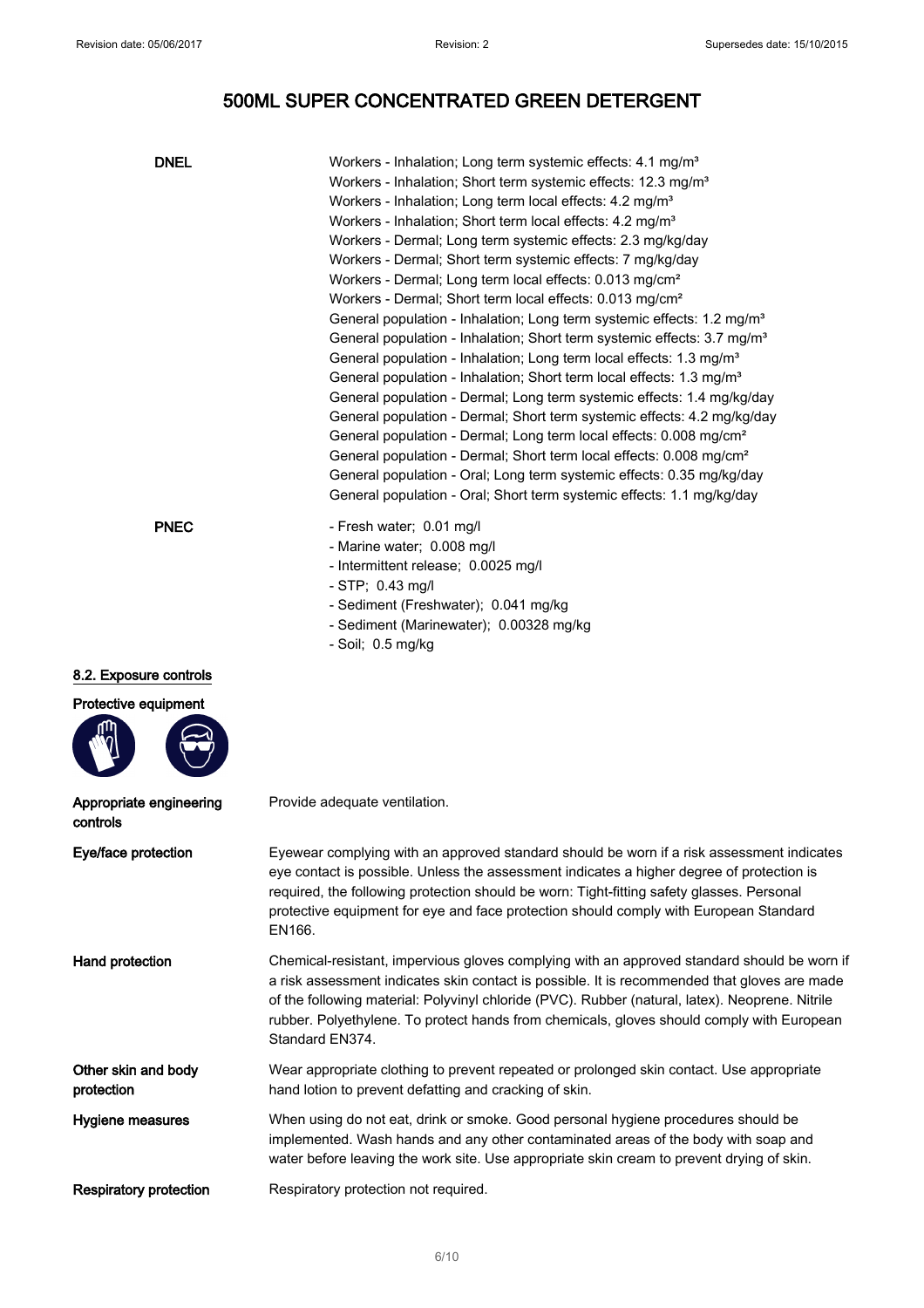# 500ML SUPER CONCENTRATED GREEN DETERGENT

**DNEL**

Workers - Inhalation; Long term systemic effects: 4.1 mg/m³
Workers - Inhalation; Short term systemic effects: 12.3 mg/m³
Workers - Inhalation; Long term local effects: 4.2 mg/m³
Workers - Inhalation; Short term local effects: 4.2 mg/m³
Workers - Dermal; Long term systemic effects: 2.3 mg/kg/day
Workers - Dermal; Short term systemic effects: 7 mg/kg/day
Workers - Dermal; Long term local effects: 0.013 mg/cm²
Workers - Dermal; Short term local effects: 0.013 mg/cm²
General population - Inhalation; Long term systemic effects: 1.2 mg/m³
General population - Inhalation; Short term systemic effects: 3.7 mg/m³
General population - Inhalation; Long term local effects: 1.3 mg/m³
General population - Inhalation; Short term local effects: 1.3 mg/m³
General population - Dermal; Long term systemic effects: 1.4 mg/kg/day
General population - Dermal; Short term systemic effects: 4.2 mg/kg/day
General population - Dermal; Long term local effects: 0.008 mg/cm²
General population - Dermal; Short term local effects: 0.008 mg/cm²
General population - Oral; Long term systemic effects: 0.35 mg/kg/day
General population - Oral; Short term systemic effects: 1.1 mg/kg/day

**PNEC**

- Fresh water; 0.01 mg/l
- Marine water; 0.008 mg/l
- Intermittent release; 0.0025 mg/l
- STP; 0.43 mg/l
- Sediment (Freshwater); 0.041 mg/kg
- Sediment (Marinewater); 0.00328 mg/kg
- Soil; 0.5 mg/kg

## 8.2. Exposure controls

**Protective equipment**

**Appropriate engineering controls**
Provide adequate ventilation.

**Eye/face protection**
Eyewear complying with an approved standard should be worn if a risk assessment indicates eye contact is possible. Unless the assessment indicates a higher degree of protection is required, the following protection should be worn: Tight-fitting safety glasses. Personal protective equipment for eye and face protection should comply with European Standard EN166.

**Hand protection**
Chemical-resistant, impervious gloves complying with an approved standard should be worn if a risk assessment indicates skin contact is possible. It is recommended that gloves are made of the following material: Polyvinyl chloride (PVC). Rubber (natural, latex). Neoprene. Nitrile rubber. Polyethylene. To protect hands from chemicals, gloves should comply with European Standard EN374.

**Other skin and body protection**
Wear appropriate clothing to prevent repeated or prolonged skin contact. Use appropriate hand lotion to prevent defatting and cracking of skin.

**Hygiene measures**
When using do not eat, drink or smoke. Good personal hygiene procedures should be implemented. Wash hands and any other contaminated areas of the body with soap and water before leaving the work site. Use appropriate skin cream to prevent drying of skin.

**Respiratory protection**
Respiratory protection not required.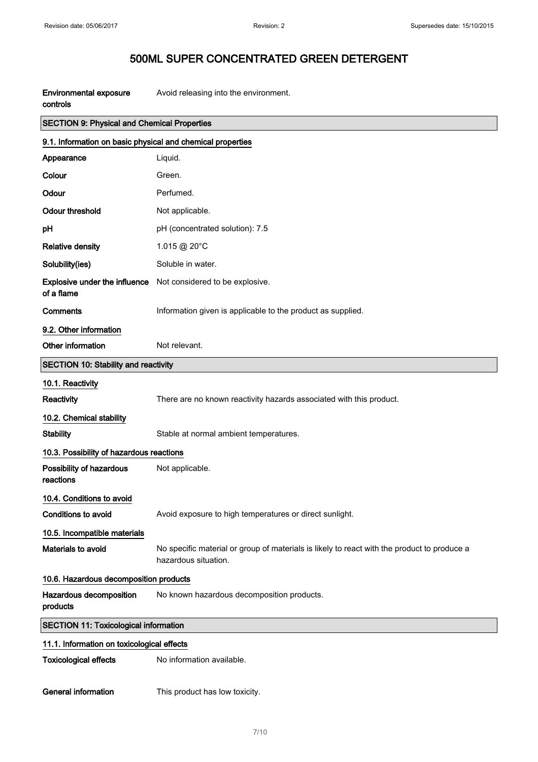# 500ML SUPER CONCENTRATED GREEN DETERGENT

| | |
|---|---|
| **Environmental exposure controls** | Avoid releasing into the environment. |

## SECTION 9: Physical and Chemical Properties

### 9.1. Information on basic physical and chemical properties

| | |
|---|---|
| **Appearance** | Liquid. |
| **Colour** | Green. |
| **Odour** | Perfumed. |
| **Odour threshold** | Not applicable. |
| **pH** | pH (concentrated solution): 7.5 |
| **Relative density** | 1.015 @ 20°C |
| **Solubility(ies)** | Soluble in water. |
| **Explosive under the influence of a flame** | Not considered to be explosive. |
| **Comments** | Information given is applicable to the product as supplied. |

### 9.2. Other information

| | |
|---|---|
| **Other information** | Not relevant. |

## SECTION 10: Stability and reactivity

### 10.1. Reactivity

| | |
|---|---|
| **Reactivity** | There are no known reactivity hazards associated with this product. |

### 10.2. Chemical stability

| | |
|---|---|
| **Stability** | Stable at normal ambient temperatures. |

### 10.3. Possibility of hazardous reactions

| | |
|---|---|
| **Possibility of hazardous reactions** | Not applicable. |

### 10.4. Conditions to avoid

| | |
|---|---|
| **Conditions to avoid** | Avoid exposure to high temperatures or direct sunlight. |

### 10.5. Incompatible materials

| | |
|---|---|
| **Materials to avoid** | No specific material or group of materials is likely to react with the product to produce a hazardous situation. |

### 10.6. Hazardous decomposition products

| | |
|---|---|
| **Hazardous decomposition products** | No known hazardous decomposition products. |

## SECTION 11: Toxicological information

### 11.1. Information on toxicological effects

| | |
|---|---|
| **Toxicological effects** | No information available. |
| **General information** | This product has low toxicity. |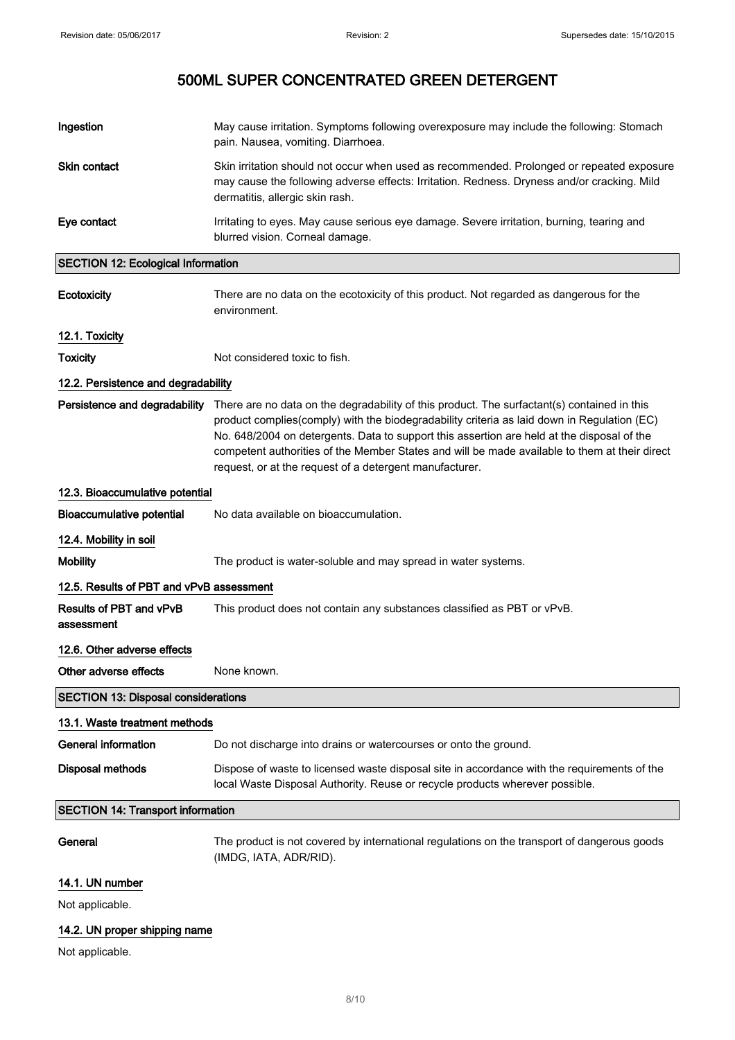# 500ML SUPER CONCENTRATED GREEN DETERGENT

**Ingestion** May cause irritation. Symptoms following overexposure may include the following: Stomach pain. Nausea, vomiting. Diarrhoea.

**Skin contact** Skin irritation should not occur when used as recommended. Prolonged or repeated exposure may cause the following adverse effects: Irritation. Redness. Dryness and/or cracking. Mild dermatitis, allergic skin rash.

**Eye contact** Irritating to eyes. May cause serious eye damage. Severe irritation, burning, tearing and blurred vision. Corneal damage.

## SECTION 12: Ecological Information

**Ecotoxicity** There are no data on the ecotoxicity of this product. Not regarded as dangerous for the environment.

### 12.1. Toxicity

**Toxicity** Not considered toxic to fish.

### 12.2. Persistence and degradability

**Persistence and degradability** There are no data on the degradability of this product. The surfactant(s) contained in this product complies(comply) with the biodegradability criteria as laid down in Regulation (EC) No. 648/2004 on detergents. Data to support this assertion are held at the disposal of the competent authorities of the Member States and will be made available to them at their direct request, or at the request of a detergent manufacturer.

### 12.3. Bioaccumulative potential

**Bioaccumulative potential** No data available on bioaccumulation.

### 12.4. Mobility in soil

**Mobility** The product is water-soluble and may spread in water systems.

### 12.5. Results of PBT and vPvB assessment

**Results of PBT and vPvB assessment** This product does not contain any substances classified as PBT or vPvB.

### 12.6. Other adverse effects

**Other adverse effects** None known.

## SECTION 13: Disposal considerations

### 13.1. Waste treatment methods

**General information** Do not discharge into drains or watercourses or onto the ground.

**Disposal methods** Dispose of waste to licensed waste disposal site in accordance with the requirements of the local Waste Disposal Authority. Reuse or recycle products wherever possible.

## SECTION 14: Transport information

**General** The product is not covered by international regulations on the transport of dangerous goods (IMDG, IATA, ADR/RID).

### 14.1. UN number

Not applicable.

### 14.2. UN proper shipping name

Not applicable.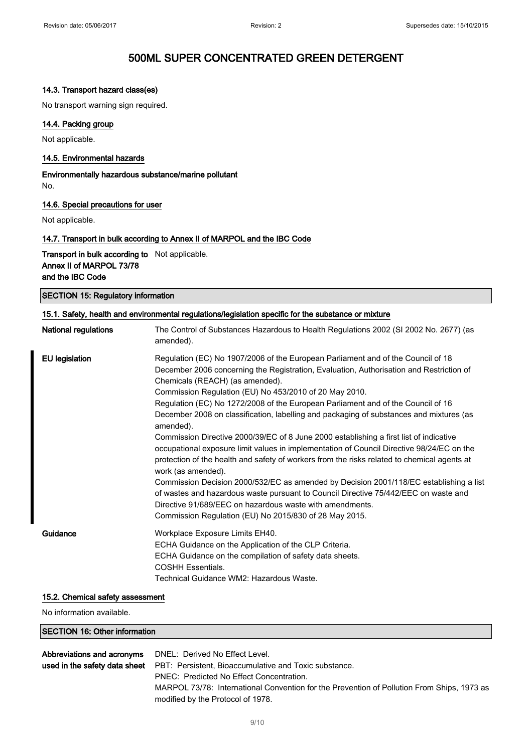### 14.3. Transport hazard class(es)

No transport warning sign required.

### 14.4. Packing group

Not applicable.

### 14.5. Environmental hazards

**Environmentally hazardous substance/marine pollutant**

No.

### 14.6. Special precautions for user

Not applicable.

### 14.7. Transport in bulk according to Annex II of MARPOL and the IBC Code

| | |
|---|---|
| **Transport in bulk according to Annex II of MARPOL 73/78 and the IBC Code** | Not applicable. |

## SECTION 15: Regulatory information

### 15.1. Safety, health and environmental regulations/legislation specific for the substance or mixture

| | |
|---|---|
| **National regulations** | The Control of Substances Hazardous to Health Regulations 2002 (SI 2002 No. 2677) (as amended). |
| **EU legislation** | Regulation (EC) No 1907/2006 of the European Parliament and of the Council of 18 December 2006 concerning the Registration, Evaluation, Authorisation and Restriction of Chemicals (REACH) (as amended).<br>Commission Regulation (EU) No 453/2010 of 20 May 2010.<br>Regulation (EC) No 1272/2008 of the European Parliament and of the Council of 16 December 2008 on classification, labelling and packaging of substances and mixtures (as amended).<br>Commission Directive 2000/39/EC of 8 June 2000 establishing a first list of indicative occupational exposure limit values in implementation of Council Directive 98/24/EC on the protection of the health and safety of workers from the risks related to chemical agents at work (as amended).<br>Commission Decision 2000/532/EC as amended by Decision 2001/118/EC establishing a list of wastes and hazardous waste pursuant to Council Directive 75/442/EEC on waste and Directive 91/689/EEC on hazardous waste with amendments.<br>Commission Regulation (EU) No 2015/830 of 28 May 2015. |
| **Guidance** | Workplace Exposure Limits EH40.<br>ECHA Guidance on the Application of the CLP Criteria.<br>ECHA Guidance on the compilation of safety data sheets.<br>COSHH Essentials.<br>Technical Guidance WM2: Hazardous Waste. |

### 15.2. Chemical safety assessment

No information available.

## SECTION 16: Other information

| | |
|---|---|
| **Abbreviations and acronyms used in the safety data sheet** | DNEL: Derived No Effect Level.<br>PBT: Persistent, Bioaccumulative and Toxic substance.<br>PNEC: Predicted No Effect Concentration.<br>MARPOL 73/78: International Convention for the Prevention of Pollution From Ships, 1973 as modified by the Protocol of 1978. |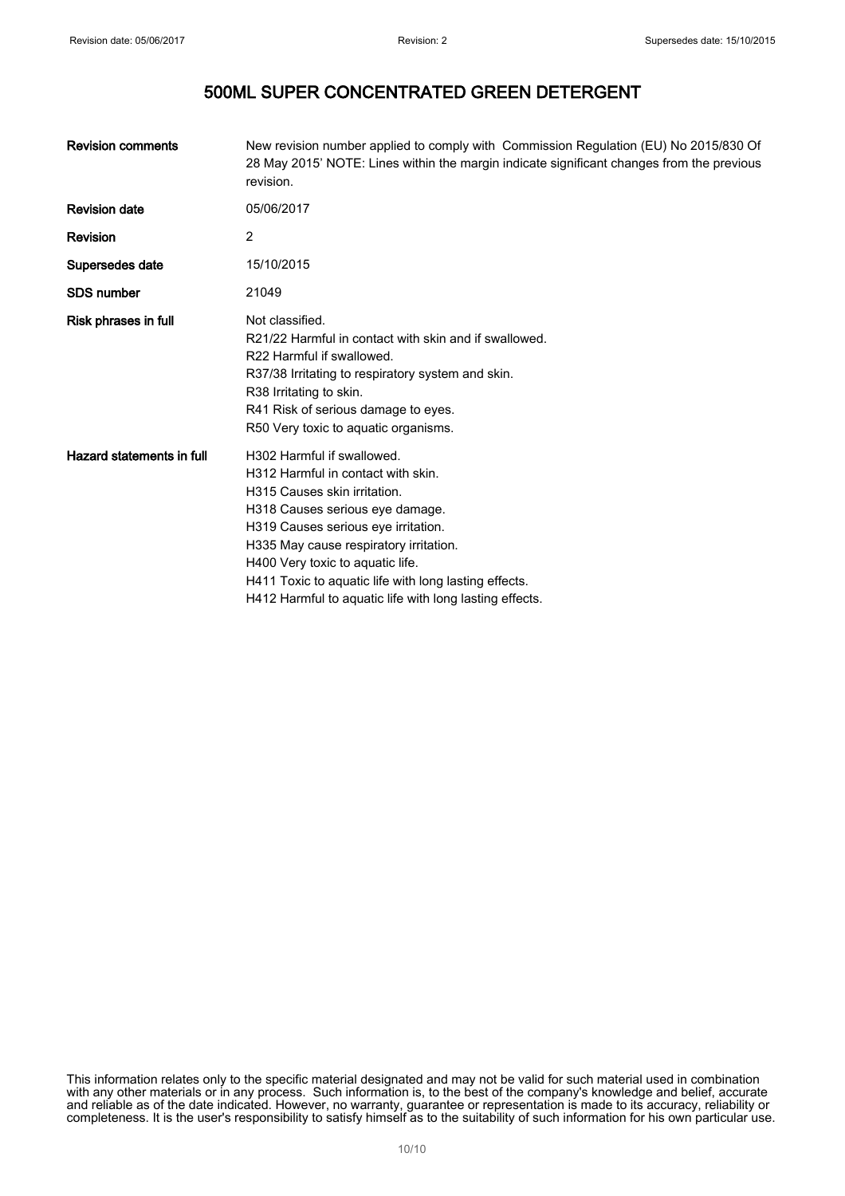# 500ML SUPER CONCENTRATED GREEN DETERGENT

| | |
|---|---|
| **Revision comments** | New revision number applied to comply with Commission Regulation (EU) No 2015/830 Of 28 May 2015' NOTE: Lines within the margin indicate significant changes from the previous revision. |
| **Revision date** | 05/06/2017 |
| **Revision** | 2 |
| **Supersedes date** | 15/10/2015 |
| **SDS number** | 21049 |
| **Risk phrases in full** | Not classified.<br>R21/22 Harmful in contact with skin and if swallowed.<br>R22 Harmful if swallowed.<br>R37/38 Irritating to respiratory system and skin.<br>R38 Irritating to skin.<br>R41 Risk of serious damage to eyes.<br>R50 Very toxic to aquatic organisms. |
| **Hazard statements in full** | H302 Harmful if swallowed.<br>H312 Harmful in contact with skin.<br>H315 Causes skin irritation.<br>H318 Causes serious eye damage.<br>H319 Causes serious eye irritation.<br>H335 May cause respiratory irritation.<br>H400 Very toxic to aquatic life.<br>H411 Toxic to aquatic life with long lasting effects.<br>H412 Harmful to aquatic life with long lasting effects. |

This information relates only to the specific material designated and may not be valid for such material used in combination with any other materials or in any process. Such information is, to the best of the company's knowledge and belief, accurate and reliable as of the date indicated. However, no warranty, guarantee or representation is made to its accuracy, reliability or completeness. It is the user's responsibility to satisfy himself as to the suitability of such information for his own particular use.